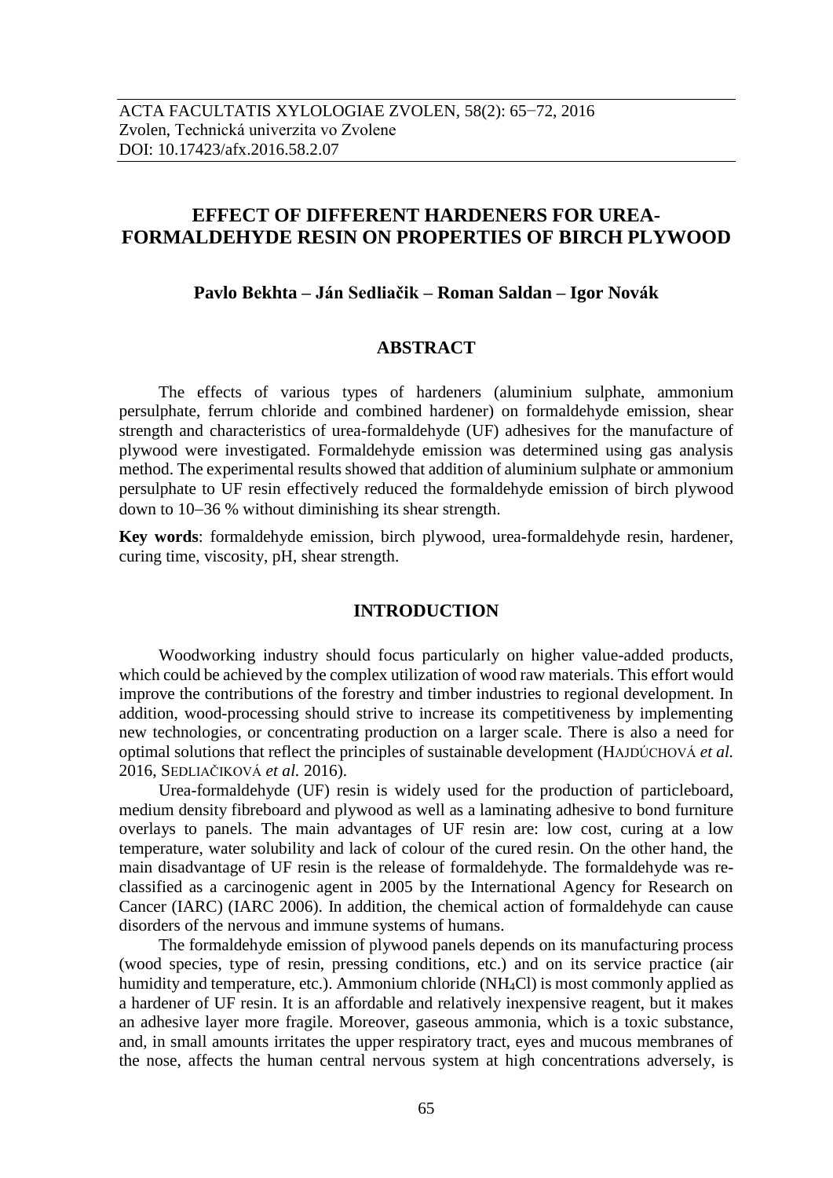ACTA FACULTATIS XYLOLOGIAE ZVOLEN, 58(2): 65−72, 2016
Zvolen, Technická univerzita vo Zvolene
DOI: 10.17423/afx.2016.58.2.07

# EFFECT OF DIFFERENT HARDENERS FOR UREA-FORMALDEHYDE RESIN ON PROPERTIES OF BIRCH PLYWOOD

**Pavlo Bekhta – Ján Sedliačik – Roman Saldan – Igor Novák**

## ABSTRACT

The effects of various types of hardeners (aluminium sulphate, ammonium persulphate, ferrum chloride and combined hardener) on formaldehyde emission, shear strength and characteristics of urea-formaldehyde (UF) adhesives for the manufacture of plywood were investigated. Formaldehyde emission was determined using gas analysis method. The experimental results showed that addition of aluminium sulphate or ammonium persulphate to UF resin effectively reduced the formaldehyde emission of birch plywood down to 10–36 % without diminishing its shear strength.

**Key words**: formaldehyde emission, birch plywood, urea-formaldehyde resin, hardener, curing time, viscosity, pH, shear strength.

## INTRODUCTION

Woodworking industry should focus particularly on higher value-added products, which could be achieved by the complex utilization of wood raw materials. This effort would improve the contributions of the forestry and timber industries to regional development. In addition, wood-processing should strive to increase its competitiveness by implementing new technologies, or concentrating production on a larger scale. There is also a need for optimal solutions that reflect the principles of sustainable development (HAJDÚCHOVÁ *et al.* 2016, SEDLIAČIKOVÁ *et al.* 2016).

Urea-formaldehyde (UF) resin is widely used for the production of particleboard, medium density fibreboard and plywood as well as a laminating adhesive to bond furniture overlays to panels. The main advantages of UF resin are: low cost, curing at a low temperature, water solubility and lack of colour of the cured resin. On the other hand, the main disadvantage of UF resin is the release of formaldehyde. The formaldehyde was re-classified as a carcinogenic agent in 2005 by the International Agency for Research on Cancer (IARC) (IARC 2006). In addition, the chemical action of formaldehyde can cause disorders of the nervous and immune systems of humans.

The formaldehyde emission of plywood panels depends on its manufacturing process (wood species, type of resin, pressing conditions, etc.) and on its service practice (air humidity and temperature, etc.). Ammonium chloride ($NH_4Cl$) is most commonly applied as a hardener of UF resin. It is an affordable and relatively inexpensive reagent, but it makes an adhesive layer more fragile. Moreover, gaseous ammonia, which is a toxic substance, and, in small amounts irritates the upper respiratory tract, eyes and mucous membranes of the nose, affects the human central nervous system at high concentrations adversely, is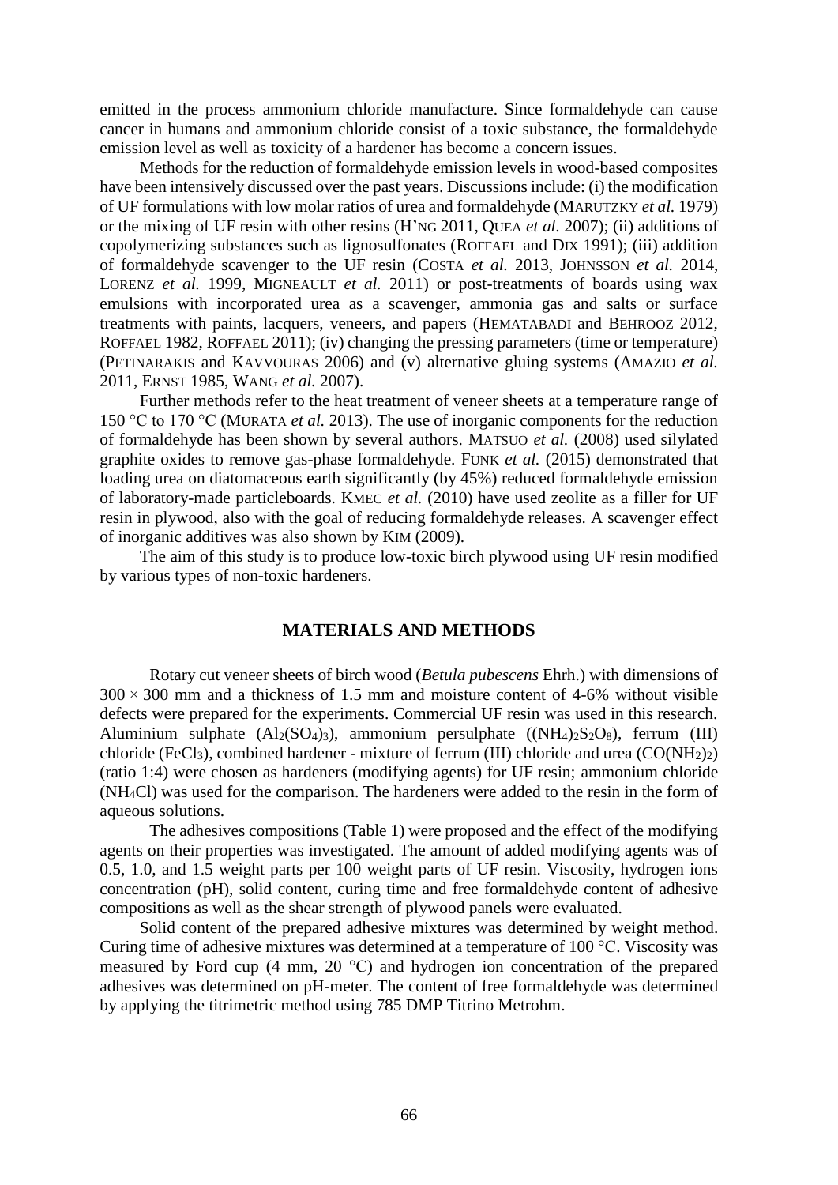emitted in the process ammonium chloride manufacture. Since formaldehyde can cause cancer in humans and ammonium chloride consist of a toxic substance, the formaldehyde emission level as well as toxicity of a hardener has become a concern issues.

Methods for the reduction of formaldehyde emission levels in wood-based composites have been intensively discussed over the past years. Discussions include: (i) the modification of UF formulations with low molar ratios of urea and formaldehyde (MARUTZKY *et al.* 1979) or the mixing of UF resin with other resins (H'NG 2011, QUEA *et al.* 2007); (ii) additions of copolymerizing substances such as lignosulfonates (ROFFAEL and DIX 1991); (iii) addition of formaldehyde scavenger to the UF resin (COSTA *et al.* 2013, JOHNSSON *et al.* 2014, LORENZ *et al.* 1999, MIGNEAULT *et al.* 2011) or post-treatments of boards using wax emulsions with incorporated urea as a scavenger, ammonia gas and salts or surface treatments with paints, lacquers, veneers, and papers (HEMATABADI and BEHROOZ 2012, ROFFAEL 1982, ROFFAEL 2011); (iv) changing the pressing parameters (time or temperature) (PETINARAKIS and KAVVOURAS 2006) and (v) alternative gluing systems (AMAZIO *et al.* 2011, ERNST 1985, WANG *et al.* 2007).

Further methods refer to the heat treatment of veneer sheets at a temperature range of 150 °C to 170 °C (MURATA *et al.* 2013). The use of inorganic components for the reduction of formaldehyde has been shown by several authors. MATSUO *et al.* (2008) used silylated graphite oxides to remove gas-phase formaldehyde. FUNK *et al.* (2015) demonstrated that loading urea on diatomaceous earth significantly (by 45%) reduced formaldehyde emission of laboratory-made particleboards. KMEC *et al.* (2010) have used zeolite as a filler for UF resin in plywood, also with the goal of reducing formaldehyde releases. A scavenger effect of inorganic additives was also shown by KIM (2009).

The aim of this study is to produce low-toxic birch plywood using UF resin modified by various types of non-toxic hardeners.

## MATERIALS AND METHODS

Rotary cut veneer sheets of birch wood (*Betula pubescens* Ehrh.) with dimensions of $300 \times 300$ mm and a thickness of 1.5 mm and moisture content of 4-6% without visible defects were prepared for the experiments. Commercial UF resin was used in this research. Aluminium sulphate ($Al_2(SO_4)_3$), ammonium persulphate ($(NH_4)_2S_2O_8$), ferrum (III) chloride ($FeCl_3$), combined hardener - mixture of ferrum (III) chloride and urea ($CO(NH_2)_2$) (ratio 1:4) were chosen as hardeners (modifying agents) for UF resin; ammonium chloride ($NH_4Cl$) was used for the comparison. The hardeners were added to the resin in the form of aqueous solutions.

The adhesives compositions (Table 1) were proposed and the effect of the modifying agents on their properties was investigated. The amount of added modifying agents was of 0.5, 1.0, and 1.5 weight parts per 100 weight parts of UF resin. Viscosity, hydrogen ions concentration (pH), solid content, curing time and free formaldehyde content of adhesive compositions as well as the shear strength of plywood panels were evaluated.

Solid content of the prepared adhesive mixtures was determined by weight method. Curing time of adhesive mixtures was determined at a temperature of 100 °C. Viscosity was measured by Ford cup (4 mm, 20 °C) and hydrogen ion concentration of the prepared adhesives was determined on pH-meter. The content of free formaldehyde was determined by applying the titrimetric method using 785 DMP Titrino Metrohm.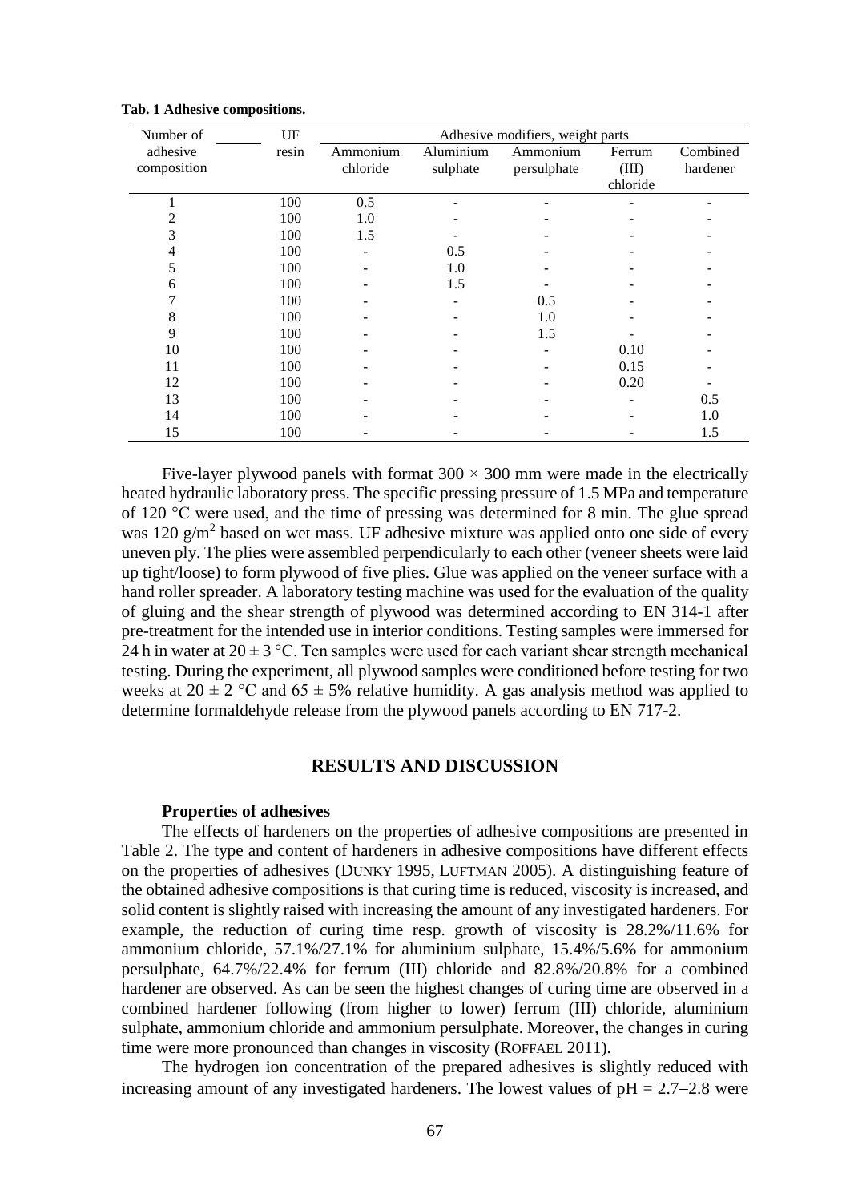**Tab. 1 Adhesive compositions.**

| Number of adhesive composition | UF resin | Adhesive modifiers, weight parts | | | | |
|---|---|---|---|---|---|---|
| | | Ammonium chloride | Aluminium sulphate | Ammonium persulphate | Ferrum (III) chloride | Combined hardener |
| 1 | 100 | 0.5 | - | - | - | - |
| 2 | 100 | 1.0 | - | - | - | - |
| 3 | 100 | 1.5 | - | - | - | - |
| 4 | 100 | - | 0.5 | - | - | - |
| 5 | 100 | - | 1.0 | - | - | - |
| 6 | 100 | - | 1.5 | - | - | - |
| 7 | 100 | - | - | 0.5 | - | - |
| 8 | 100 | - | - | 1.0 | - | - |
| 9 | 100 | - | - | 1.5 | - | - |
| 10 | 100 | - | - | - | 0.10 | - |
| 11 | 100 | - | - | - | 0.15 | - |
| 12 | 100 | - | - | - | 0.20 | - |
| 13 | 100 | - | - | - | - | 0.5 |
| 14 | 100 | - | - | - | - | 1.0 |
| 15 | 100 | - | - | - | - | 1.5 |

Five-layer plywood panels with format $300 \times 300$ mm were made in the electrically heated hydraulic laboratory press. The specific pressing pressure of 1.5 MPa and temperature of 120 °C were used, and the time of pressing was determined for 8 min. The glue spread was 120 g/m$^2$ based on wet mass. UF adhesive mixture was applied onto one side of every uneven ply. The plies were assembled perpendicularly to each other (veneer sheets were laid up tight/loose) to form plywood of five plies. Glue was applied on the veneer surface with a hand roller spreader. A laboratory testing machine was used for the evaluation of the quality of gluing and the shear strength of plywood was determined according to EN 314-1 after pre-treatment for the intended use in interior conditions. Testing samples were immersed for 24 h in water at $20 \pm 3$ °C. Ten samples were used for each variant shear strength mechanical testing. During the experiment, all plywood samples were conditioned before testing for two weeks at $20 \pm 2$ °C and $65 \pm 5$% relative humidity. A gas analysis method was applied to determine formaldehyde release from the plywood panels according to EN 717-2.

## RESULTS AND DISCUSSION

### Properties of adhesives

The effects of hardeners on the properties of adhesive compositions are presented in Table 2. The type and content of hardeners in adhesive compositions have different effects on the properties of adhesives (DUNKY 1995, LUFTMAN 2005). A distinguishing feature of the obtained adhesive compositions is that curing time is reduced, viscosity is increased, and solid content is slightly raised with increasing the amount of any investigated hardeners. For example, the reduction of curing time resp. growth of viscosity is 28.2%/11.6% for ammonium chloride, 57.1%/27.1% for aluminium sulphate, 15.4%/5.6% for ammonium persulphate, 64.7%/22.4% for ferrum (III) chloride and 82.8%/20.8% for a combined hardener are observed. As can be seen the highest changes of curing time are observed in a combined hardener following (from higher to lower) ferrum (III) chloride, aluminium sulphate, ammonium chloride and ammonium persulphate. Moreover, the changes in curing time were more pronounced than changes in viscosity (ROFFAEL 2011).

The hydrogen ion concentration of the prepared adhesives is slightly reduced with increasing amount of any investigated hardeners. The lowest values of pH = 2.7–2.8 were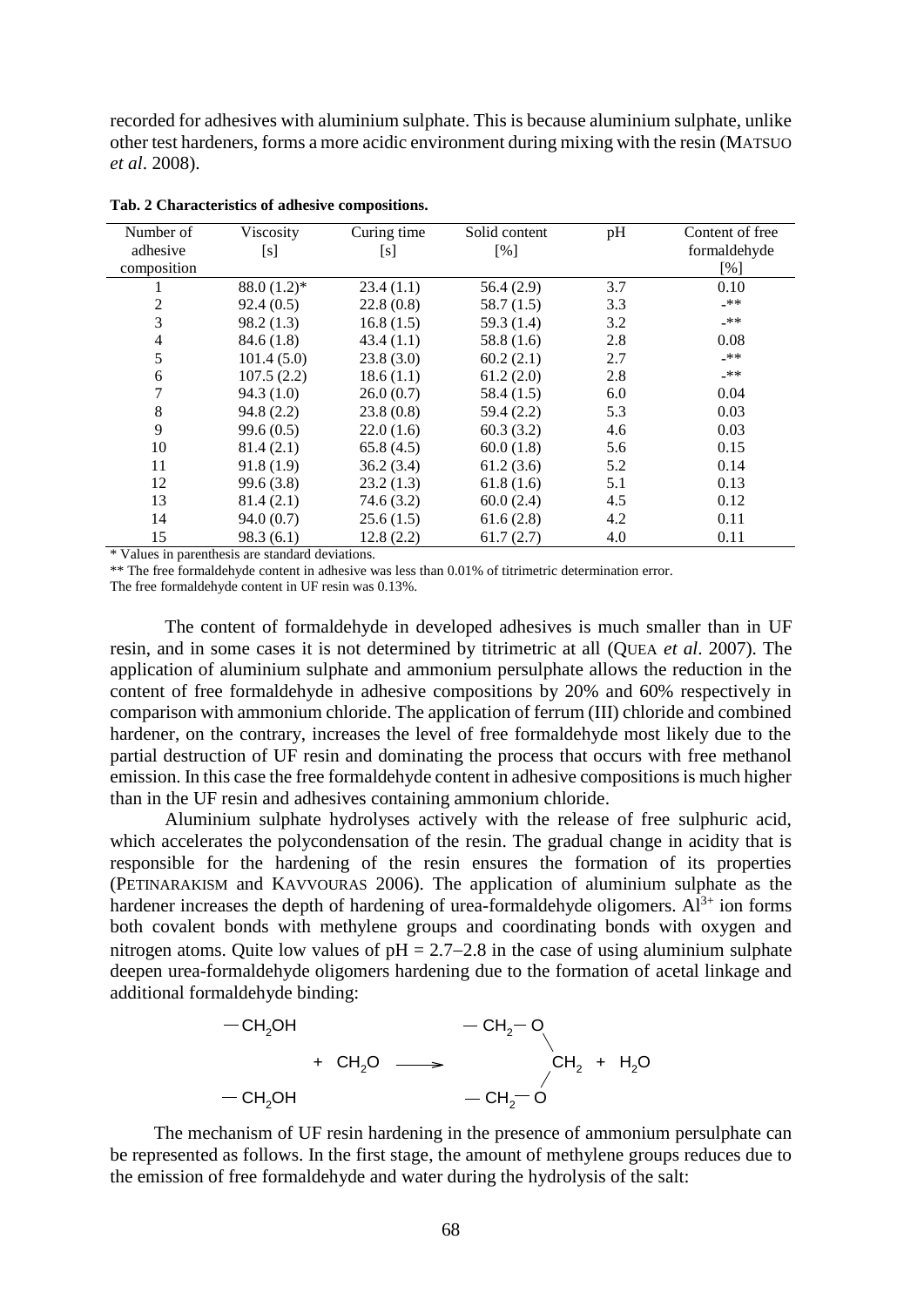recorded for adhesives with aluminium sulphate. This is because aluminium sulphate, unlike other test hardeners, forms a more acidic environment during mixing with the resin (MATSUO *et al*. 2008).

**Tab. 2 Characteristics of adhesive compositions.**

| Number of adhesive composition | Viscosity [s] | Curing time [s] | Solid content [%] | pH | Content of free formaldehyde [%] |
|---|---|---|---|---|---|
| 1 | 88.0 (1.2)* | 23.4 (1.1) | 56.4 (2.9) | 3.7 | 0.10 |
| 2 | 92.4 (0.5) | 22.8 (0.8) | 58.7 (1.5) | 3.3 | -** |
| 3 | 98.2 (1.3) | 16.8 (1.5) | 59.3 (1.4) | 3.2 | -** |
| 4 | 84.6 (1.8) | 43.4 (1.1) | 58.8 (1.6) | 2.8 | 0.08 |
| 5 | 101.4 (5.0) | 23.8 (3.0) | 60.2 (2.1) | 2.7 | -** |
| 6 | 107.5 (2.2) | 18.6 (1.1) | 61.2 (2.0) | 2.8 | -** |
| 7 | 94.3 (1.0) | 26.0 (0.7) | 58.4 (1.5) | 6.0 | 0.04 |
| 8 | 94.8 (2.2) | 23.8 (0.8) | 59.4 (2.2) | 5.3 | 0.03 |
| 9 | 99.6 (0.5) | 22.0 (1.6) | 60.3 (3.2) | 4.6 | 0.03 |
| 10 | 81.4 (2.1) | 65.8 (4.5) | 60.0 (1.8) | 5.6 | 0.15 |
| 11 | 91.8 (1.9) | 36.2 (3.4) | 61.2 (3.6) | 5.2 | 0.14 |
| 12 | 99.6 (3.8) | 23.2 (1.3) | 61.8 (1.6) | 5.1 | 0.13 |
| 13 | 81.4 (2.1) | 74.6 (3.2) | 60.0 (2.4) | 4.5 | 0.12 |
| 14 | 94.0 (0.7) | 25.6 (1.5) | 61.6 (2.8) | 4.2 | 0.11 |
| 15 | 98.3 (6.1) | 12.8 (2.2) | 61.7 (2.7) | 4.0 | 0.11 |

\* Values in parenthesis are standard deviations.

\*\* The free formaldehyde content in adhesive was less than 0.01% of titrimetric determination error.

The free formaldehyde content in UF resin was 0.13%.

The content of formaldehyde in developed adhesives is much smaller than in UF resin, and in some cases it is not determined by titrimetric at all (QUEA *et al*. 2007). The application of aluminium sulphate and ammonium persulphate allows the reduction in the content of free formaldehyde in adhesive compositions by 20% and 60% respectively in comparison with ammonium chloride. The application of ferrum (III) chloride and combined hardener, on the contrary, increases the level of free formaldehyde most likely due to the partial destruction of UF resin and dominating the process that occurs with free methanol emission. In this case the free formaldehyde content in adhesive compositions is much higher than in the UF resin and adhesives containing ammonium chloride.

Aluminium sulphate hydrolyses actively with the release of free sulphuric acid, which accelerates the polycondensation of the resin. The gradual change in acidity that is responsible for the hardening of the resin ensures the formation of its properties (PETINARAKISM and KAVVOURAS 2006). The application of aluminium sulphate as the hardener increases the depth of hardening of urea-formaldehyde oligomers. $Al^{3+}$ ion forms both covalent bonds with methylene groups and coordinating bonds with oxygen and nitrogen atoms. Quite low values of pH = 2.7–2.8 in the case of using aluminium sulphate deepen urea-formaldehyde oligomers hardening due to the formation of acetal linkage and additional formaldehyde binding:

$$\begin{matrix} -CH_2OH \\ \\ -CH_2OH \end{matrix} + CH_2O \longrightarrow \begin{matrix} -CH_2-O \\ \quad\quad\quad \backslash \\ \quad\quad\quad CH_2 \\ \quad\quad\quad / \\ -CH_2-O \end{matrix} + H_2O$$

The mechanism of UF resin hardening in the presence of ammonium persulphate can be represented as follows. In the first stage, the amount of methylene groups reduces due to the emission of free formaldehyde and water during the hydrolysis of the salt: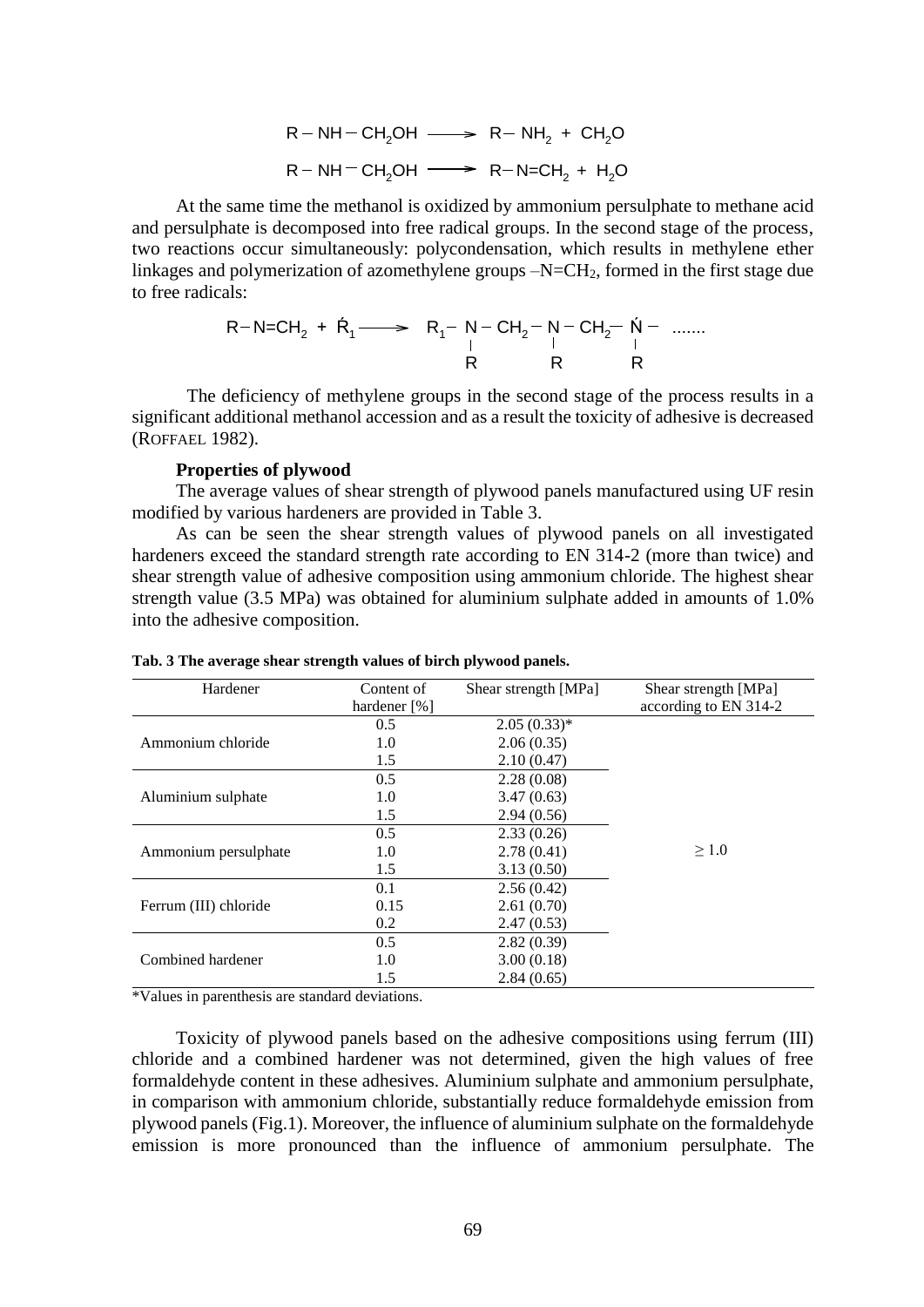$$R-NH-CH_2OH \longrightarrow R-NH_2 + CH_2O$$

$$R-NH-CH_2OH \longrightarrow R-N{=}CH_2 + H_2O$$

At the same time the methanol is oxidized by ammonium persulphate to methane acid and persulphate is decomposed into free radical groups. In the second stage of the process, two reactions occur simultaneously: polycondensation, which results in methylene ether linkages and polymerization of azomethylene groups $-N{=}CH_2$, formed in the first stage due to free radicals:

$$R-N{=}CH_2 + \dot{R}_1 \longrightarrow R_1-\underset{\displaystyle R}{\underset{|}{N}}-CH_2-\underset{\displaystyle R}{\underset{|}{N}}-CH_2-\underset{\displaystyle R}{\underset{|}{\dot{N}}}- \ .......$$

The deficiency of methylene groups in the second stage of the process results in a significant additional methanol accession and as a result the toxicity of adhesive is decreased (ROFFAEL 1982).

**Properties of plywood**

The average values of shear strength of plywood panels manufactured using UF resin modified by various hardeners are provided in Table 3.

As can be seen the shear strength values of plywood panels on all investigated hardeners exceed the standard strength rate according to EN 314-2 (more than twice) and shear strength value of adhesive composition using ammonium chloride. The highest shear strength value (3.5 MPa) was obtained for aluminium sulphate added in amounts of 1.0% into the adhesive composition.

**Tab. 3 The average shear strength values of birch plywood panels.**

| Hardener | Content of hardener [%] | Shear strength [MPa] | Shear strength [MPa] according to EN 314-2 |
|---|---|---|---|
| Ammonium chloride | 0.5 | 2.05 (0.33)* | ≥ 1.0 |
| | 1.0 | 2.06 (0.35) | |
| | 1.5 | 2.10 (0.47) | |
| Aluminium sulphate | 0.5 | 2.28 (0.08) | |
| | 1.0 | 3.47 (0.63) | |
| | 1.5 | 2.94 (0.56) | |
| Ammonium persulphate | 0.5 | 2.33 (0.26) | |
| | 1.0 | 2.78 (0.41) | |
| | 1.5 | 3.13 (0.50) | |
| Ferrum (III) chloride | 0.1 | 2.56 (0.42) | |
| | 0.15 | 2.61 (0.70) | |
| | 0.2 | 2.47 (0.53) | |
| Combined hardener | 0.5 | 2.82 (0.39) | |
| | 1.0 | 3.00 (0.18) | |
| | 1.5 | 2.84 (0.65) | |

*Values in parenthesis are standard deviations.

Toxicity of plywood panels based on the adhesive compositions using ferrum (III) chloride and a combined hardener was not determined, given the high values of free formaldehyde content in these adhesives. Aluminium sulphate and ammonium persulphate, in comparison with ammonium chloride, substantially reduce formaldehyde emission from plywood panels (Fig.1). Moreover, the influence of aluminium sulphate on the formaldehyde emission is more pronounced than the influence of ammonium persulphate. The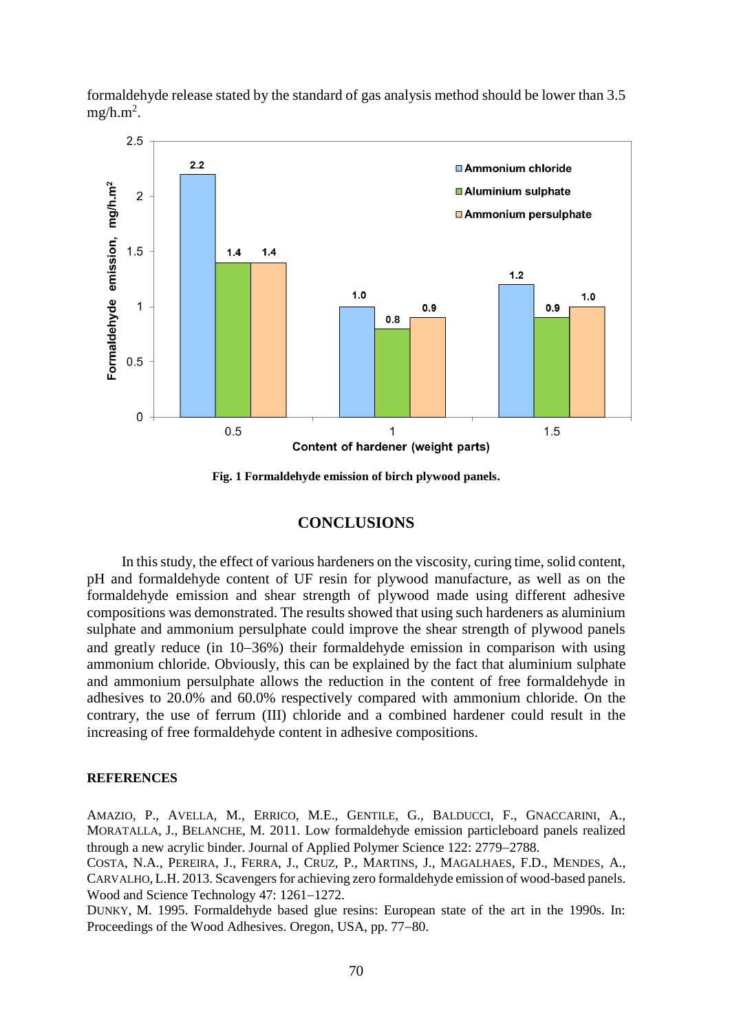formaldehyde release stated by the standard of gas analysis method should be lower than 3.5 mg/h.m$^2$.

Fig. 1 Formaldehyde emission of birch plywood panels.

## CONCLUSIONS

In this study, the effect of various hardeners on the viscosity, curing time, solid content, pH and formaldehyde content of UF resin for plywood manufacture, as well as on the formaldehyde emission and shear strength of plywood made using different adhesive compositions was demonstrated. The results showed that using such hardeners as aluminium sulphate and ammonium persulphate could improve the shear strength of plywood panels and greatly reduce (in 10–36%) their formaldehyde emission in comparison with using ammonium chloride. Obviously, this can be explained by the fact that aluminium sulphate and ammonium persulphate allows the reduction in the content of free formaldehyde in adhesives to 20.0% and 60.0% respectively compared with ammonium chloride. On the contrary, the use of ferrum (III) chloride and a combined hardener could result in the increasing of free formaldehyde content in adhesive compositions.

### REFERENCES

AMAZIO, P., AVELLA, M., ERRICO, M.E., GENTILE, G., BALDUCCI, F., GNACCARINI, A., MORATALLA, J., BELANCHE, M. 2011. Low formaldehyde emission particleboard panels realized through a new acrylic binder. Journal of Applied Polymer Science 122: 2779–2788.

COSTA, N.A., PEREIRA, J., FERRA, J., CRUZ, P., MARTINS, J., MAGALHAES, F.D., MENDES, A., CARVALHO, L.H. 2013. Scavengers for achieving zero formaldehyde emission of wood-based panels. Wood and Science Technology 47: 1261–1272.

DUNKY, M. 1995. Formaldehyde based glue resins: European state of the art in the 1990s. In: Proceedings of the Wood Adhesives. Oregon, USA, pp. 77–80.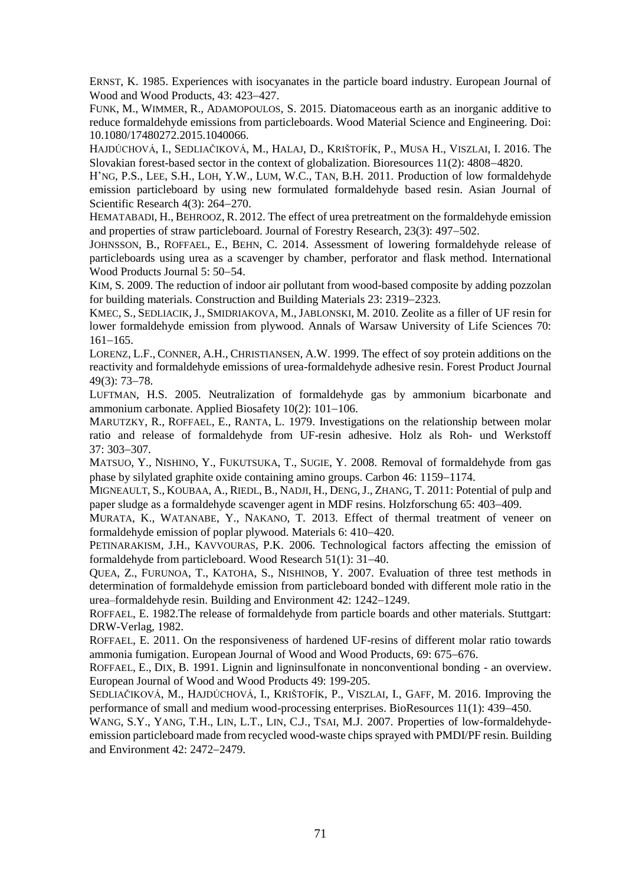ERNST, K. 1985. Experiences with isocyanates in the particle board industry. European Journal of Wood and Wood Products, 43: 423–427.

FUNK, M., WIMMER, R., ADAMOPOULOS, S. 2015. Diatomaceous earth as an inorganic additive to reduce formaldehyde emissions from particleboards. Wood Material Science and Engineering. Doi: 10.1080/17480272.2015.1040066.

HAJDÚCHOVÁ, I., SEDLIAČIKOVÁ, M., HALAJ, D., KRIŠTOFÍK, P., MUSA H., VISZLAI, I. 2016. The Slovakian forest-based sector in the context of globalization. Bioresources 11(2): 4808–4820.

H'NG, P.S., LEE, S.H., LOH, Y.W., LUM, W.C., TAN, B.H. 2011. Production of low formaldehyde emission particleboard by using new formulated formaldehyde based resin. Asian Journal of Scientific Research 4(3): 264–270.

HEMATABADI, H., BEHROOZ, R. 2012. The effect of urea pretreatment on the formaldehyde emission and properties of straw particleboard. Journal of Forestry Research, 23(3): 497–502.

JOHNSSON, B., ROFFAEL, E., BEHN, C. 2014. Assessment of lowering formaldehyde release of particleboards using urea as a scavenger by chamber, perforator and flask method. International Wood Products Journal 5: 50–54.

KIM, S. 2009. The reduction of indoor air pollutant from wood-based composite by adding pozzolan for building materials. Construction and Building Materials 23: 2319–2323.

KMEC, S., SEDLIACIK, J., SMIDRIAKOVA, M., JABLONSKI, M. 2010. Zeolite as a filler of UF resin for lower formaldehyde emission from plywood. Annals of Warsaw University of Life Sciences 70: 161–165.

LORENZ, L.F., CONNER, A.H., CHRISTIANSEN, A.W. 1999. The effect of soy protein additions on the reactivity and formaldehyde emissions of urea-formaldehyde adhesive resin. Forest Product Journal 49(3): 73–78.

LUFTMAN, H.S. 2005. Neutralization of formaldehyde gas by ammonium bicarbonate and ammonium carbonate. Applied Biosafety 10(2): 101–106.

MARUTZKY, R., ROFFAEL, E., RANTA, L. 1979. Investigations on the relationship between molar ratio and release of formaldehyde from UF-resin adhesive. Holz als Roh- und Werkstoff 37: 303–307.

MATSUO, Y., NISHINO, Y., FUKUTSUKA, T., SUGIE, Y. 2008. Removal of formaldehyde from gas phase by silylated graphite oxide containing amino groups. Carbon 46: 1159–1174.

MIGNEAULT, S., KOUBAA, A., RIEDL, B., NADJI, H., DENG, J., ZHANG, T. 2011: Potential of pulp and paper sludge as a formaldehyde scavenger agent in MDF resins. Holzforschung 65: 403–409.

MURATA, K., WATANABE, Y., NAKANO, T. 2013. Effect of thermal treatment of veneer on formaldehyde emission of poplar plywood. Materials 6: 410–420.

PETINARAKISM, J.H., KAVVOURAS, P.K. 2006. Technological factors affecting the emission of formaldehyde from particleboard. Wood Research 51(1): 31–40.

QUEA, Z., FURUNOA, T., KATOHA, S., NISHINOB, Y. 2007. Evaluation of three test methods in determination of formaldehyde emission from particleboard bonded with different mole ratio in the urea–formaldehyde resin. Building and Environment 42: 1242–1249.

ROFFAEL, E. 1982.The release of formaldehyde from particle boards and other materials. Stuttgart: DRW-Verlag, 1982.

ROFFAEL, E. 2011. On the responsiveness of hardened UF-resins of different molar ratio towards ammonia fumigation. European Journal of Wood and Wood Products, 69: 675–676.

ROFFAEL, E., DIX, B. 1991. Lignin and ligninsulfonate in nonconventional bonding - an overview. European Journal of Wood and Wood Products 49: 199-205.

SEDLIAČIKOVÁ, M., HAJDÚCHOVÁ, I., KRIŠTOFÍK, P., VISZLAI, I., GAFF, M. 2016. Improving the performance of small and medium wood-processing enterprises. BioResources 11(1): 439–450.

WANG, S.Y., YANG, T.H., LIN, L.T., LIN, C.J., TSAI, M.J. 2007. Properties of low-formaldehyde-emission particleboard made from recycled wood-waste chips sprayed with PMDI/PF resin. Building and Environment 42: 2472–2479.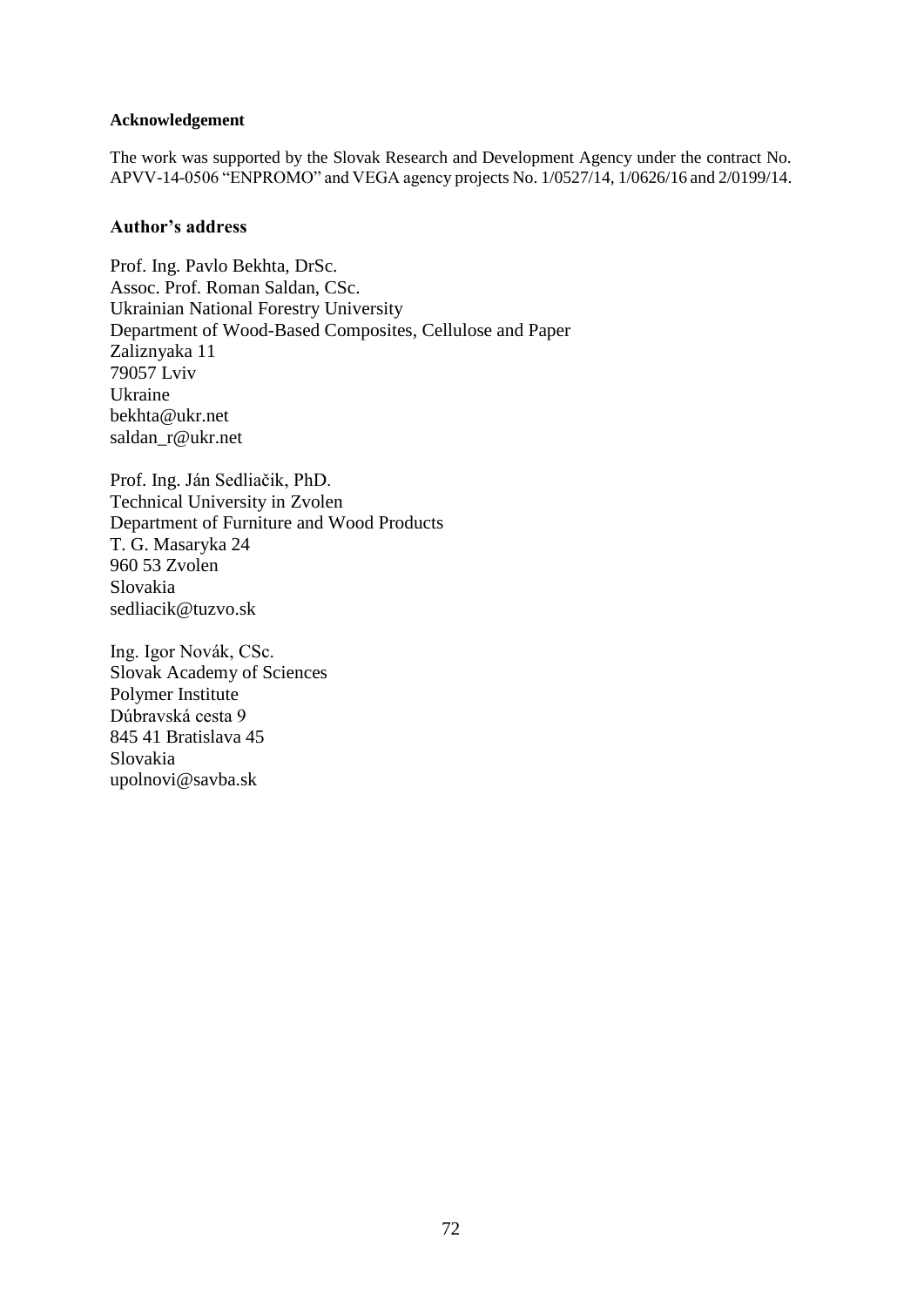**Acknowledgement**

The work was supported by the Slovak Research and Development Agency under the contract No. APVV-14-0506 "ENPROMO" and VEGA agency projects No. 1/0527/14, 1/0626/16 and 2/0199/14.

**Author's address**

Prof. Ing. Pavlo Bekhta, DrSc.
Assoc. Prof. Roman Saldan, CSc.
Ukrainian National Forestry University
Department of Wood-Based Composites, Cellulose and Paper
Zaliznyaka 11
79057 Lviv
Ukraine
bekhta@ukr.net
saldan_r@ukr.net

Prof. Ing. Ján Sedliačik, PhD.
Technical University in Zvolen
Department of Furniture and Wood Products
T. G. Masaryka 24
960 53 Zvolen
Slovakia
sedliacik@tuzvo.sk

Ing. Igor Novák, CSc.
Slovak Academy of Sciences
Polymer Institute
Dúbravská cesta 9
845 41 Bratislava 45
Slovakia
upolnovi@savba.sk